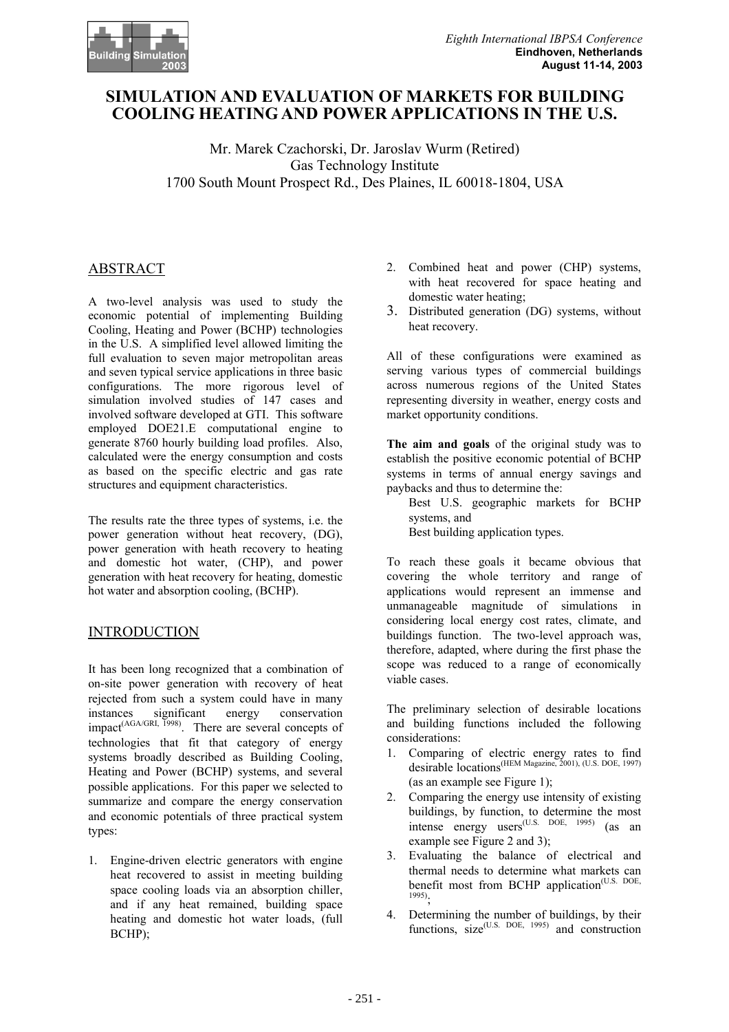# SIMULATION AND EVALUATION OF MARKETS FOR BUILDING COOLING HEATING AND POWER APPLICATIONS IN THE U.S.

Mr. Marek Czachorski, Dr. Jaroslav Wurm (Retired)
Gas Technology Institute
1700 South Mount Prospect Rd., Des Plaines, IL 60018-1804, USA

## ABSTRACT

A two-level analysis was used to study the economic potential of implementing Building Cooling, Heating and Power (BCHP) technologies in the U.S. A simplified level allowed limiting the full evaluation to seven major metropolitan areas and seven typical service applications in three basic configurations. The more rigorous level of simulation involved studies of 147 cases and involved software developed at GTI. This software employed DOE21.E computational engine to generate 8760 hourly building load profiles. Also, calculated were the energy consumption and costs as based on the specific electric and gas rate structures and equipment characteristics.

The results rate the three types of systems, i.e. the power generation without heat recovery, (DG), power generation with heath recovery to heating and domestic hot water, (CHP), and power generation with heat recovery for heating, domestic hot water and absorption cooling, (BCHP).

## INTRODUCTION

It has been long recognized that a combination of on-site power generation with recovery of heat rejected from such a system could have in many instances significant energy conservation impact[AGA/GRI, 1998]. There are several concepts of technologies that fit that category of energy systems broadly described as Building Cooling, Heating and Power (BCHP) systems, and several possible applications. For this paper we selected to summarize and compare the energy conservation and economic potentials of three practical system types:

1. Engine-driven electric generators with engine heat recovered to assist in meeting building space cooling loads via an absorption chiller, and if any heat remained, building space heating and domestic hot water loads, (full BCHP);
2. Combined heat and power (CHP) systems, with heat recovered for space heating and domestic water heating;
3. Distributed generation (DG) systems, without heat recovery.

All of these configurations were examined as serving various types of commercial buildings across numerous regions of the United States representing diversity in weather, energy costs and market opportunity conditions.

**The aim and goals** of the original study was to establish the positive economic potential of BCHP systems in terms of annual energy savings and paybacks and thus to determine the:

Best U.S. geographic markets for BCHP systems, and
Best building application types.

To reach these goals it became obvious that covering the whole territory and range of applications would represent an immense and unmanageable magnitude of simulations in considering local energy cost rates, climate, and buildings function. The two-level approach was, therefore, adapted, where during the first phase the scope was reduced to a range of economically viable cases.

The preliminary selection of desirable locations and building functions included the following considerations:

1. Comparing of electric energy rates to find desirable locations[HEM Magazine, 2001), (U.S. DOE, 1997] (as an example see Figure 1);
2. Comparing the energy use intensity of existing buildings, by function, to determine the most intense energy users[U.S. DOE, 1995] (as an example see Figure 2 and 3);
3. Evaluating the balance of electrical and thermal needs to determine what markets can benefit most from BCHP application[U.S. DOE, 1995];
4. Determining the number of buildings, by their functions, size[U.S. DOE, 1995] and construction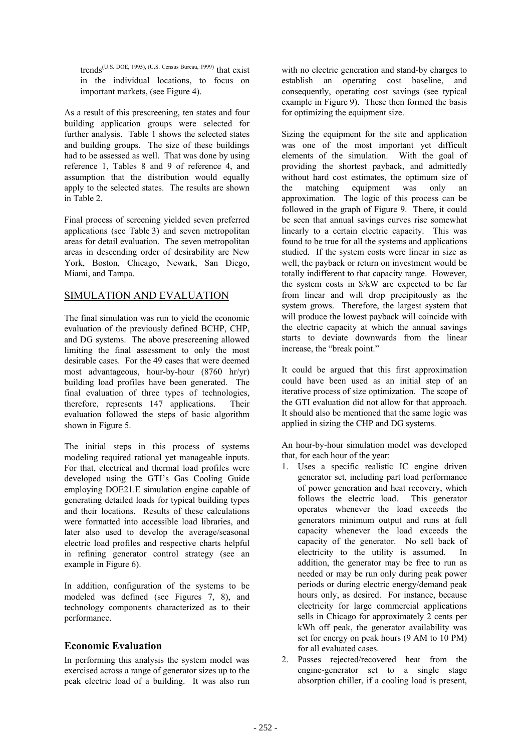trends[(U.S. DOE, 1995), (U.S. Census Bureau, 1999)] that exist in the individual locations, to focus on important markets, (see Figure 4).

As a result of this prescreening, ten states and four building application groups were selected for further analysis. Table 1 shows the selected states and building groups. The size of these buildings had to be assessed as well. That was done by using reference 1, Tables 8 and 9 of reference 4, and assumption that the distribution would equally apply to the selected states. The results are shown in Table 2.

Final process of screening yielded seven preferred applications (see Table 3) and seven metropolitan areas for detail evaluation. The seven metropolitan areas in descending order of desirability are New York, Boston, Chicago, Newark, San Diego, Miami, and Tampa.

## SIMULATION AND EVALUATION

The final simulation was run to yield the economic evaluation of the previously defined BCHP, CHP, and DG systems. The above prescreening allowed limiting the final assessment to only the most desirable cases. For the 49 cases that were deemed most advantageous, hour-by-hour (8760 hr/yr) building load profiles have been generated. The final evaluation of three types of technologies, therefore, represents 147 applications. Their evaluation followed the steps of basic algorithm shown in Figure 5.

The initial steps in this process of systems modeling required rational yet manageable inputs. For that, electrical and thermal load profiles were developed using the GTI's Gas Cooling Guide employing DOE21.E simulation engine capable of generating detailed loads for typical building types and their locations. Results of these calculations were formatted into accessible load libraries, and later also used to develop the average/seasonal electric load profiles and respective charts helpful in refining generator control strategy (see an example in Figure 6).

In addition, configuration of the systems to be modeled was defined (see Figures 7, 8), and technology components characterized as to their performance.

### Economic Evaluation

In performing this analysis the system model was exercised across a range of generator sizes up to the peak electric load of a building. It was also run with no electric generation and stand-by charges to establish an operating cost baseline, and consequently, operating cost savings (see typical example in Figure 9). These then formed the basis for optimizing the equipment size.

Sizing the equipment for the site and application was one of the most important yet difficult elements of the simulation. With the goal of providing the shortest payback, and admittedly without hard cost estimates, the optimum size of the matching equipment was only an approximation. The logic of this process can be followed in the graph of Figure 9. There, it could be seen that annual savings curves rise somewhat linearly to a certain electric capacity. This was found to be true for all the systems and applications studied. If the system costs were linear in size as well, the payback or return on investment would be totally indifferent to that capacity range. However, the system costs in $/kW are expected to be far from linear and will drop precipitously as the system grows. Therefore, the largest system that will produce the lowest payback will coincide with the electric capacity at which the annual savings starts to deviate downwards from the linear increase, the "break point."

It could be argued that this first approximation could have been used as an initial step of an iterative process of size optimization. The scope of the GTI evaluation did not allow for that approach. It should also be mentioned that the same logic was applied in sizing the CHP and DG systems.

An hour-by-hour simulation model was developed that, for each hour of the year:

1. Uses a specific realistic IC engine driven generator set, including part load performance of power generation and heat recovery, which follows the electric load. This generator operates whenever the load exceeds the generators minimum output and runs at full capacity whenever the load exceeds the capacity of the generator. No sell back of electricity to the utility is assumed. In addition, the generator may be free to run as needed or may be run only during peak power periods or during electric energy/demand peak hours only, as desired. For instance, because electricity for large commercial applications sells in Chicago for approximately 2 cents per kWh off peak, the generator availability was set for energy on peak hours (9 AM to 10 PM) for all evaluated cases.
2. Passes rejected/recovered heat from the engine-generator set to a single stage absorption chiller, if a cooling load is present,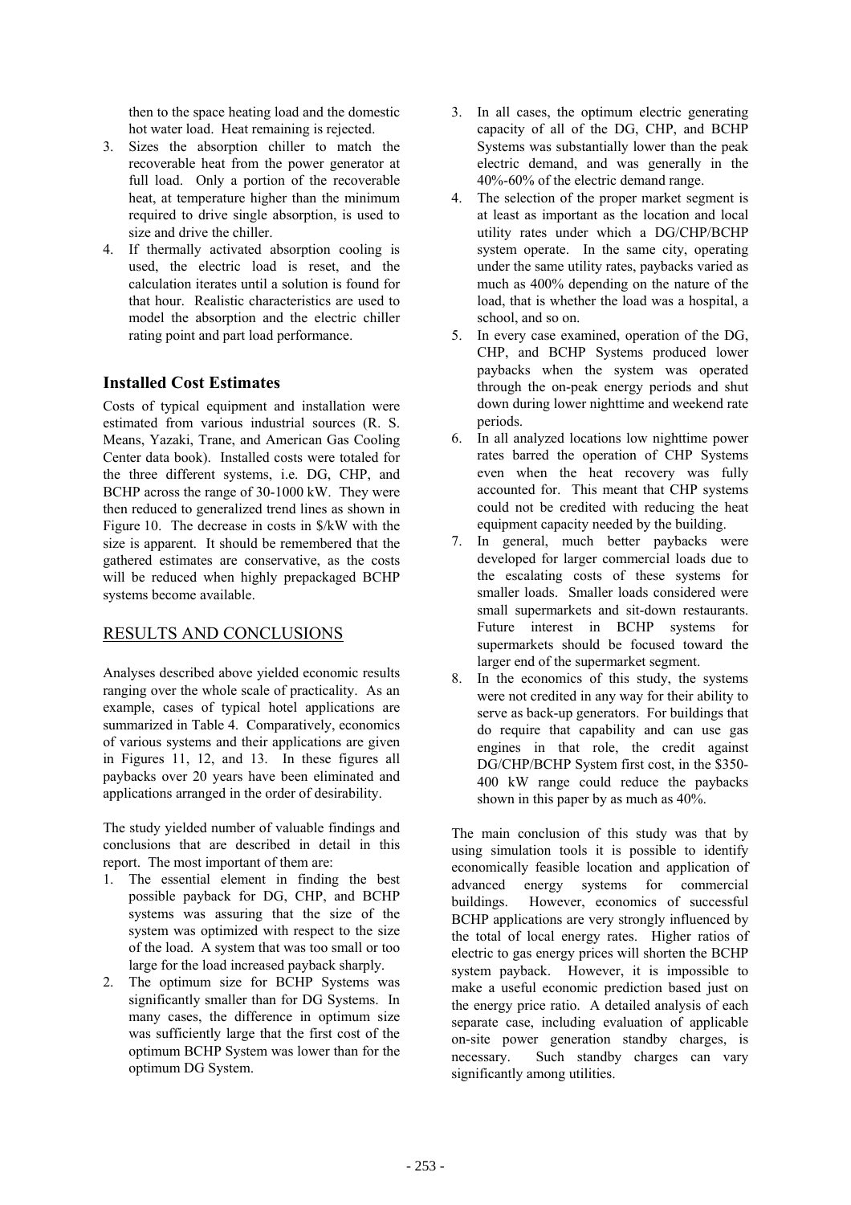then to the space heating load and the domestic hot water load. Heat remaining is rejected.

3. Sizes the absorption chiller to match the recoverable heat from the power generator at full load. Only a portion of the recoverable heat, at temperature higher than the minimum required to drive single absorption, is used to size and drive the chiller.
4. If thermally activated absorption cooling is used, the electric load is reset, and the calculation iterates until a solution is found for that hour. Realistic characteristics are used to model the absorption and the electric chiller rating point and part load performance.

### Installed Cost Estimates

Costs of typical equipment and installation were estimated from various industrial sources (R. S. Means, Yazaki, Trane, and American Gas Cooling Center data book). Installed costs were totaled for the three different systems, i.e. DG, CHP, and BCHP across the range of 30-1000 kW. They were then reduced to generalized trend lines as shown in Figure 10. The decrease in costs in $/kW with the size is apparent. It should be remembered that the gathered estimates are conservative, as the costs will be reduced when highly prepackaged BCHP systems become available.

## RESULTS AND CONCLUSIONS

Analyses described above yielded economic results ranging over the whole scale of practicality. As an example, cases of typical hotel applications are summarized in Table 4. Comparatively, economics of various systems and their applications are given in Figures 11, 12, and 13. In these figures all paybacks over 20 years have been eliminated and applications arranged in the order of desirability.

The study yielded number of valuable findings and conclusions that are described in detail in this report. The most important of them are:

1. The essential element in finding the best possible payback for DG, CHP, and BCHP systems was assuring that the size of the system was optimized with respect to the size of the load. A system that was too small or too large for the load increased payback sharply.
2. The optimum size for BCHP Systems was significantly smaller than for DG Systems. In many cases, the difference in optimum size was sufficiently large that the first cost of the optimum BCHP System was lower than for the optimum DG System.
3. In all cases, the optimum electric generating capacity of all of the DG, CHP, and BCHP Systems was substantially lower than the peak electric demand, and was generally in the 40%-60% of the electric demand range.
4. The selection of the proper market segment is at least as important as the location and local utility rates under which a DG/CHP/BCHP system operate. In the same city, operating under the same utility rates, paybacks varied as much as 400% depending on the nature of the load, that is whether the load was a hospital, a school, and so on.
5. In every case examined, operation of the DG, CHP, and BCHP Systems produced lower paybacks when the system was operated through the on-peak energy periods and shut down during lower nighttime and weekend rate periods.
6. In all analyzed locations low nighttime power rates barred the operation of CHP Systems even when the heat recovery was fully accounted for. This meant that CHP systems could not be credited with reducing the heat equipment capacity needed by the building.
7. In general, much better paybacks were developed for larger commercial loads due to the escalating costs of these systems for smaller loads. Smaller loads considered were small supermarkets and sit-down restaurants. Future interest in BCHP systems for supermarkets should be focused toward the larger end of the supermarket segment.
8. In the economics of this study, the systems were not credited in any way for their ability to serve as back-up generators. For buildings that do require that capability and can use gas engines in that role, the credit against DG/CHP/BCHP System first cost, in the $350-400 kW range could reduce the paybacks shown in this paper by as much as 40%.

The main conclusion of this study was that by using simulation tools it is possible to identify economically feasible location and application of advanced energy systems for commercial buildings. However, economics of successful BCHP applications are very strongly influenced by the total of local energy rates. Higher ratios of electric to gas energy prices will shorten the BCHP system payback. However, it is impossible to make a useful economic prediction based just on the energy price ratio. A detailed analysis of each separate case, including evaluation of applicable on-site power generation standby charges, is necessary. Such standby charges can vary significantly among utilities.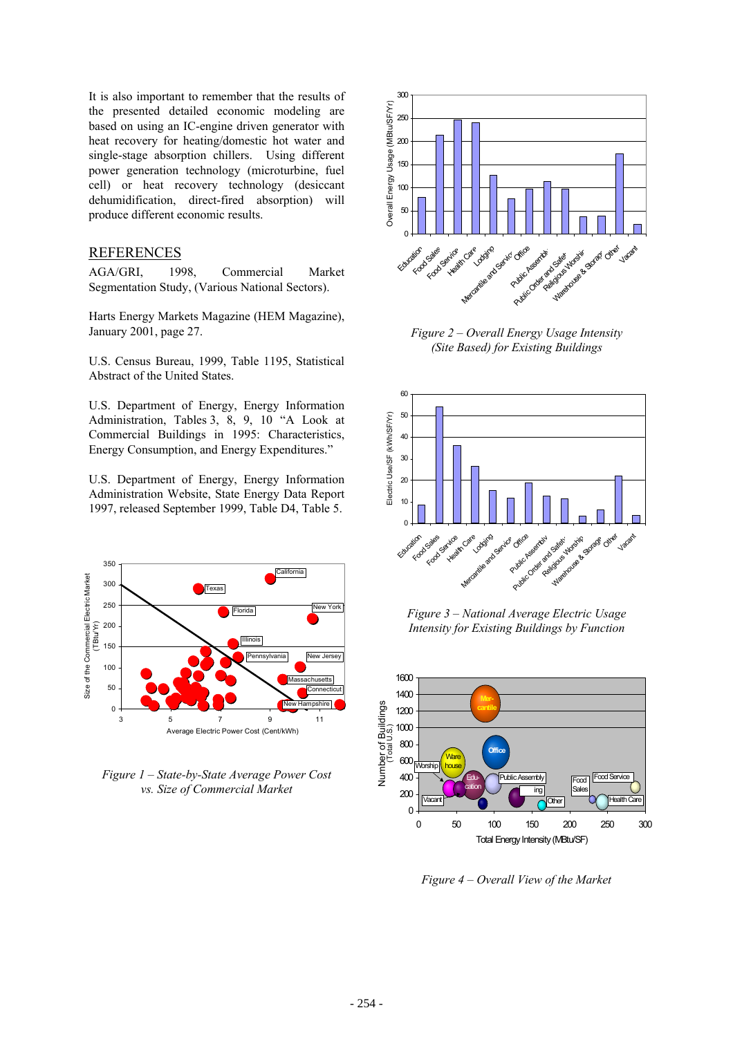It is also important to remember that the results of the presented detailed economic modeling are based on using an IC-engine driven generator with heat recovery for heating/domestic hot water and single-stage absorption chillers. Using different power generation technology (microturbine, fuel cell) or heat recovery technology (desiccant dehumidification, direct-fired absorption) will produce different economic results.

## REFERENCES

AGA/GRI, 1998, Commercial Market Segmentation Study, (Various National Sectors).

Harts Energy Markets Magazine (HEM Magazine), January 2001, page 27.

U.S. Census Bureau, 1999, Table 1195, Statistical Abstract of the United States.

U.S. Department of Energy, Energy Information Administration, Tables 3, 8, 9, 10 "A Look at Commercial Buildings in 1995: Characteristics, Energy Consumption, and Energy Expenditures."

U.S. Department of Energy, Energy Information Administration Website, State Energy Data Report 1997, released September 1999, Table D4, Table 5.

*Figure 1 – State-by-State Average Power Cost vs. Size of Commercial Market*

*Figure 2 – Overall Energy Usage Intensity (Site Based) for Existing Buildings*

*Figure 3 – National Average Electric Usage Intensity for Existing Buildings by Function*

*Figure 4 – Overall View of the Market*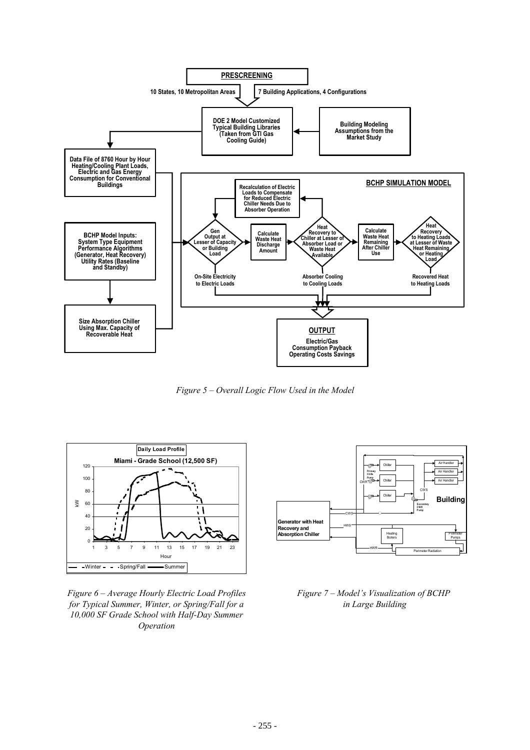*Figure 5 – Overall Logic Flow Used in the Model*

*Figure 6 – Average Hourly Electric Load Profiles for Typical Summer, Winter, or Spring/Fall for a 10,000 SF Grade School with Half-Day Summer Operation*

*Figure 7 – Model's Visualization of BCHP in Large Building*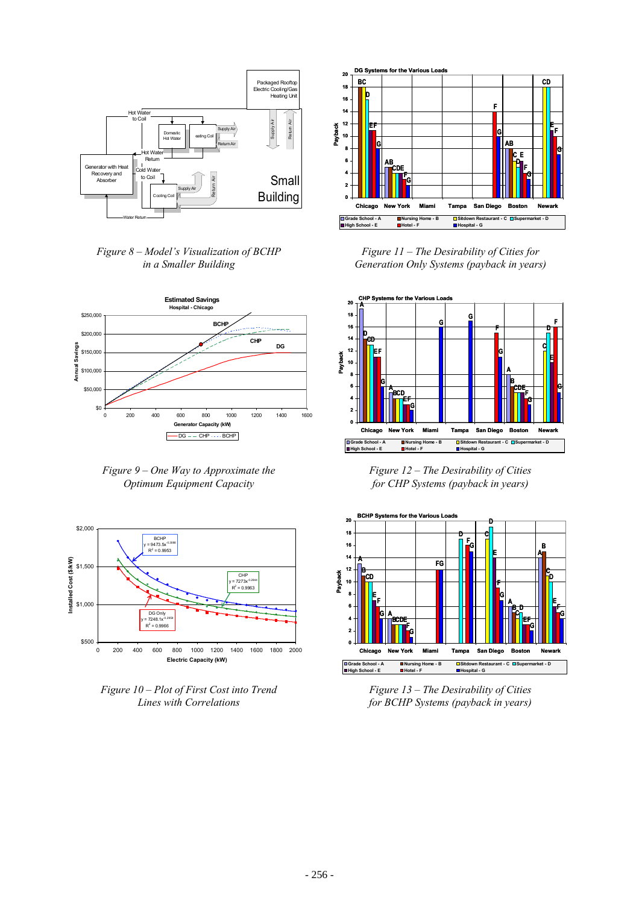Figure 8 – Model's Visualization of BCHP in a Smaller Building

Figure 11 – The Desirability of Cities for Generation Only Systems (payback in years)

Figure 9 – One Way to Approximate the Optimum Equipment Capacity

Figure 12 – The Desirability of Cities for CHP Systems (payback in years)

Figure 10 – Plot of First Cost into Trend Lines with Correlations

Figure 13 – The Desirability of Cities for BCHP Systems (payback in years)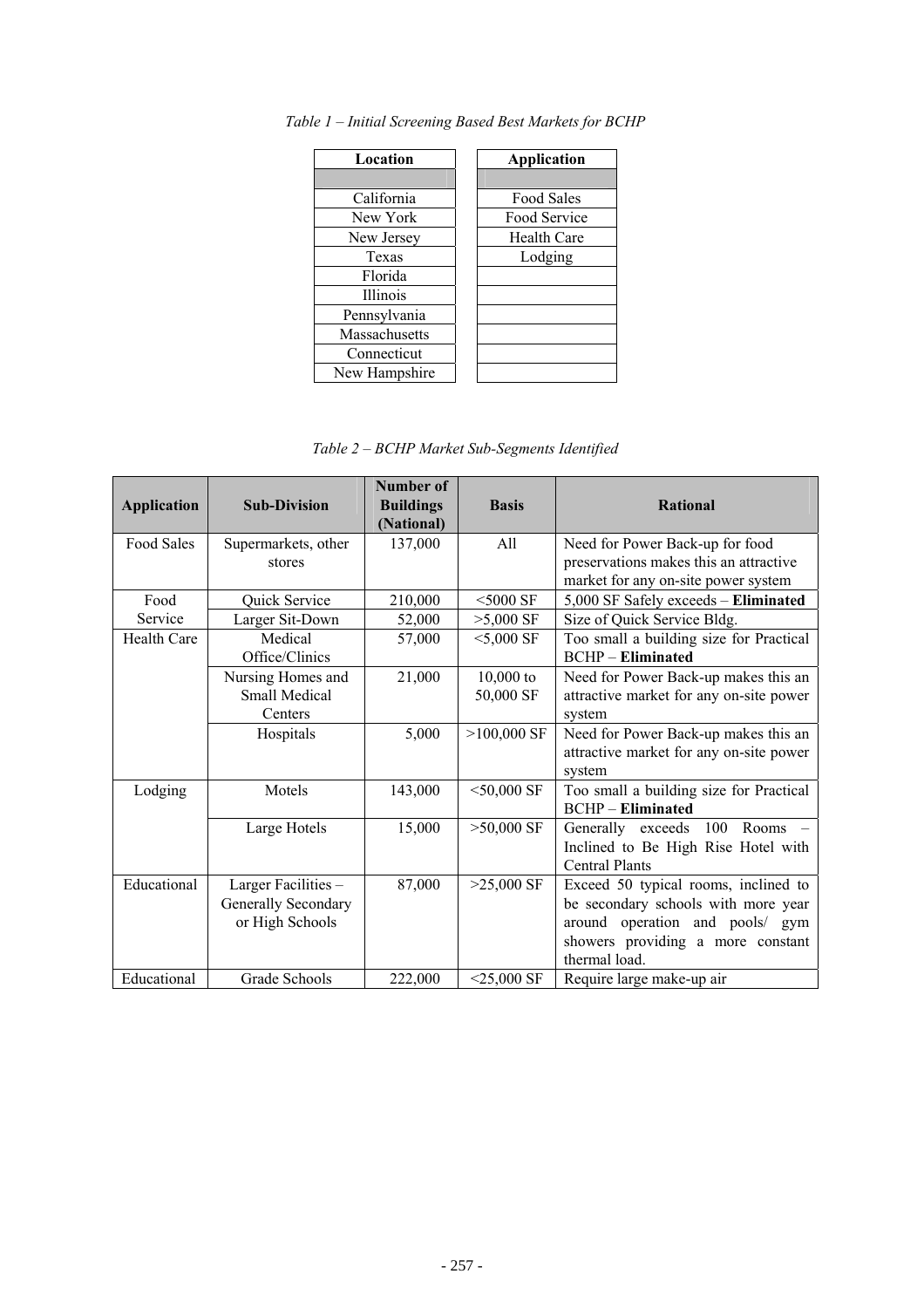*Table 1 – Initial Screening Based Best Markets for BCHP*

| Location | Application |
|---|---|
| California | Food Sales |
| New York | Food Service |
| New Jersey | Health Care |
| Texas | Lodging |
| Florida | |
| Illinois | |
| Pennsylvania | |
| Massachusetts | |
| Connecticut | |
| New Hampshire | |

*Table 2 – BCHP Market Sub-Segments Identified*

| Application | Sub-Division | Number of Buildings (National) | Basis | Rational |
|---|---|---|---|---|
| Food Sales | Supermarkets, other stores | 137,000 | All | Need for Power Back-up for food preservations makes this an attractive market for any on-site power system |
| Food Service | Quick Service | 210,000 | <5000 SF | 5,000 SF Safely exceeds – **Eliminated** |
| | Larger Sit-Down | 52,000 | >5,000 SF | Size of Quick Service Bldg. |
| Health Care | Medical Office/Clinics | 57,000 | <5,000 SF | Too small a building size for Practical BCHP – **Eliminated** |
| | Nursing Homes and Small Medical Centers | 21,000 | 10,000 to 50,000 SF | Need for Power Back-up makes this an attractive market for any on-site power system |
| | Hospitals | 5,000 | >100,000 SF | Need for Power Back-up makes this an attractive market for any on-site power system |
| Lodging | Motels | 143,000 | <50,000 SF | Too small a building size for Practical BCHP – **Eliminated** |
| | Large Hotels | 15,000 | >50,000 SF | Generally exceeds 100 Rooms – Inclined to Be High Rise Hotel with Central Plants |
| Educational | Larger Facilities – Generally Secondary or High Schools | 87,000 | >25,000 SF | Exceed 50 typical rooms, inclined to be secondary schools with more year around operation and pools/ gym showers providing a more constant thermal load. |
| Educational | Grade Schools | 222,000 | <25,000 SF | Require large make-up air |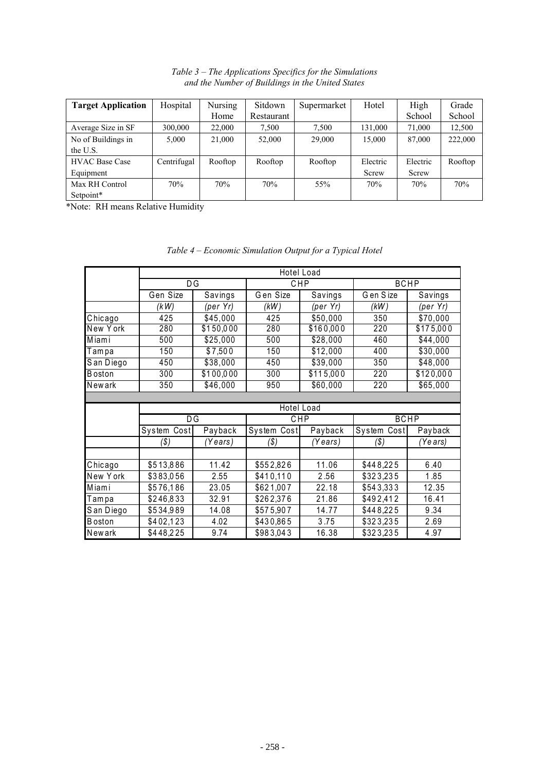*Table 3 – The Applications Specifics for the Simulations and the Number of Buildings in the United States*

| **Target Application** | Hospital | Nursing Home | Sitdown Restaurant | Supermarket | Hotel | High School | Grade School |
|---|---|---|---|---|---|---|---|
| Average Size in SF | 300,000 | 22,000 | 7,500 | 7,500 | 131,000 | 71,000 | 12,500 |
| No of Buildings in the U.S. | 5,000 | 21,000 | 52,000 | 29,000 | 15,000 | 87,000 | 222,000 |
| HVAC Base Case Equipment | Centrifugal | Rooftop | Rooftop | Rooftop | Electric Screw | Electric Screw | Rooftop |
| Max RH Control Setpoint* | 70% | 70% | 70% | 55% | 70% | 70% | 70% |

*Note: RH means Relative Humidity

*Table 4 – Economic Simulation Output for a Typical Hotel*

| | Hotel Load | | | | | |
|---|---|---|---|---|---|---|
| | DG | | CHP | | BCHP | |
| | Gen Size | Savings | Gen Size | Savings | Gen Size | Savings |
| | *(kW)* | *(per Yr)* | *(kW)* | *(per Yr)* | *(kW)* | *(per Yr)* |
| Chicago | 425 | $45,000 | 425 | $50,000 | 350 | $70,000 |
| New York | 280 | $150,000 | 280 | $160,000 | 220 | $175,000 |
| Miami | 500 | $25,000 | 500 | $28,000 | 460 | $44,000 |
| Tampa | 150 | $7,500 | 150 | $12,000 | 400 | $30,000 |
| San Diego | 450 | $38,000 | 450 | $39,000 | 350 | $48,000 |
| Boston | 300 | $100,000 | 300 | $115,000 | 220 | $120,000 |
| Newark | 350 | $46,000 | 950 | $60,000 | 220 | $65,000 |

| | Hotel Load | | | | | |
|---|---|---|---|---|---|---|
| | DG | | CHP | | BCHP | |
| | System Cost | Payback | System Cost | Payback | System Cost | Payback |
| | *($)* | *(Years)* | *($)* | *(Years)* | *($)* | *(Years)* |
| Chicago | $513,886 | 11.42 | $552,826 | 11.06 | $448,225 | 6.40 |
| New York | $383,056 | 2.55 | $410,110 | 2.56 | $323,235 | 1.85 |
| Miami | $576,186 | 23.05 | $621,007 | 22.18 | $543,333 | 12.35 |
| Tampa | $246,833 | 32.91 | $262,376 | 21.86 | $492,412 | 16.41 |
| San Diego | $534,989 | 14.08 | $575,907 | 14.77 | $448,225 | 9.34 |
| Boston | $402,123 | 4.02 | $430,865 | 3.75 | $323,235 | 2.69 |
| Newark | $448,225 | 9.74 | $983,043 | 16.38 | $323,235 | 4.97 |